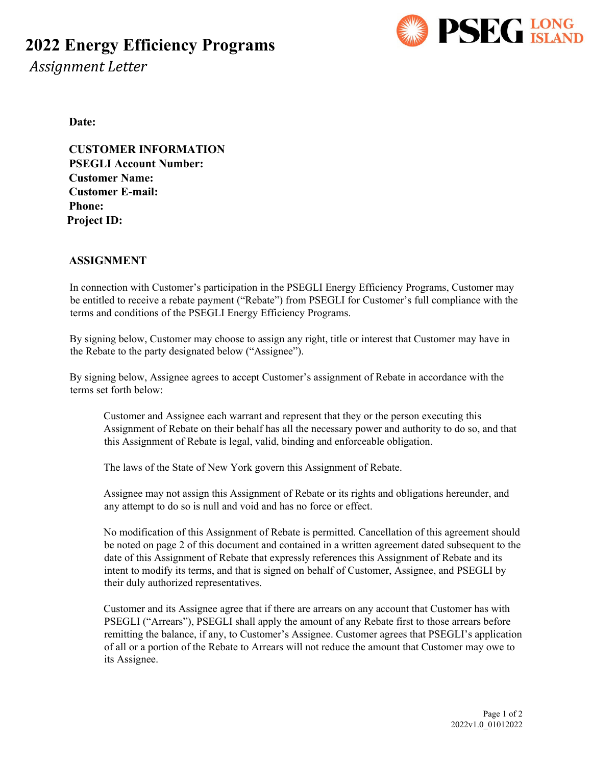# 2022 Energy Efficiency Programs

*Assignment Letter*

**Date:**

**CUSTOMER INFORMATION**
**PSEGLI Account Number:**
**Customer Name:**
**Customer E-mail:**
**Phone:**
**Project ID:**

**ASSIGNMENT**

In connection with Customer's participation in the PSEGLI Energy Efficiency Programs, Customer may be entitled to receive a rebate payment ("Rebate") from PSEGLI for Customer's full compliance with the terms and conditions of the PSEGLI Energy Efficiency Programs.

By signing below, Customer may choose to assign any right, title or interest that Customer may have in the Rebate to the party designated below ("Assignee").

By signing below, Assignee agrees to accept Customer's assignment of Rebate in accordance with the terms set forth below:

> Customer and Assignee each warrant and represent that they or the person executing this Assignment of Rebate on their behalf has all the necessary power and authority to do so, and that this Assignment of Rebate is legal, valid, binding and enforceable obligation.
>
> The laws of the State of New York govern this Assignment of Rebate.
>
> Assignee may not assign this Assignment of Rebate or its rights and obligations hereunder, and any attempt to do so is null and void and has no force or effect.
>
> No modification of this Assignment of Rebate is permitted. Cancellation of this agreement should be noted on page 2 of this document and contained in a written agreement dated subsequent to the date of this Assignment of Rebate that expressly references this Assignment of Rebate and its intent to modify its terms, and that is signed on behalf of Customer, Assignee, and PSEGLI by their duly authorized representatives.
>
> Customer and its Assignee agree that if there are arrears on any account that Customer has with PSEGLI ("Arrears"), PSEGLI shall apply the amount of any Rebate first to those arrears before remitting the balance, if any, to Customer's Assignee. Customer agrees that PSEGLI's application of all or a portion of the Rebate to Arrears will not reduce the amount that Customer may owe to its Assignee.

2022v1.0_01012022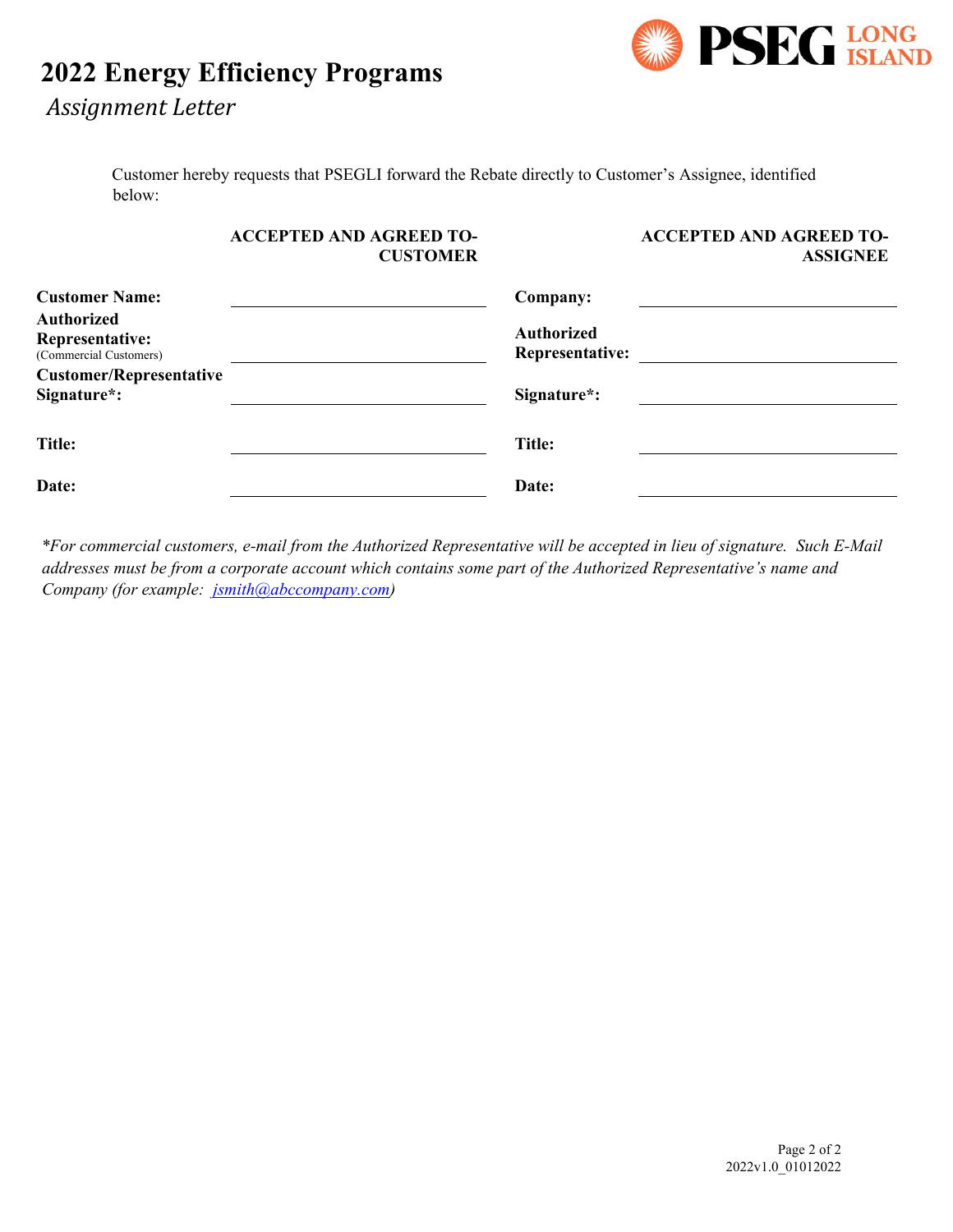# 2022 Energy Efficiency Programs

*Assignment Letter*

Customer hereby requests that PSEGLI forward the Rebate directly to Customer's Assignee, identified below:

| | ACCEPTED AND AGREED TO-CUSTOMER | | ACCEPTED AND AGREED TO-ASSIGNEE |
|---|---|---|---|
| **Customer Name:** | | **Company:** | |
| **Authorized Representative:** (Commercial Customers) | | **Authorized Representative:** | |
| **Customer/Representative Signature*:** | | **Signature*:** | |
| **Title:** | | **Title:** | |
| **Date:** | | **Date:** | |

*\*For commercial customers, e-mail from the Authorized Representative will be accepted in lieu of signature. Such E-Mail addresses must be from a corporate account which contains some part of the Authorized Representative's name and Company (for example: jsmith@abccompany.com)*

2022v1.0_01012022